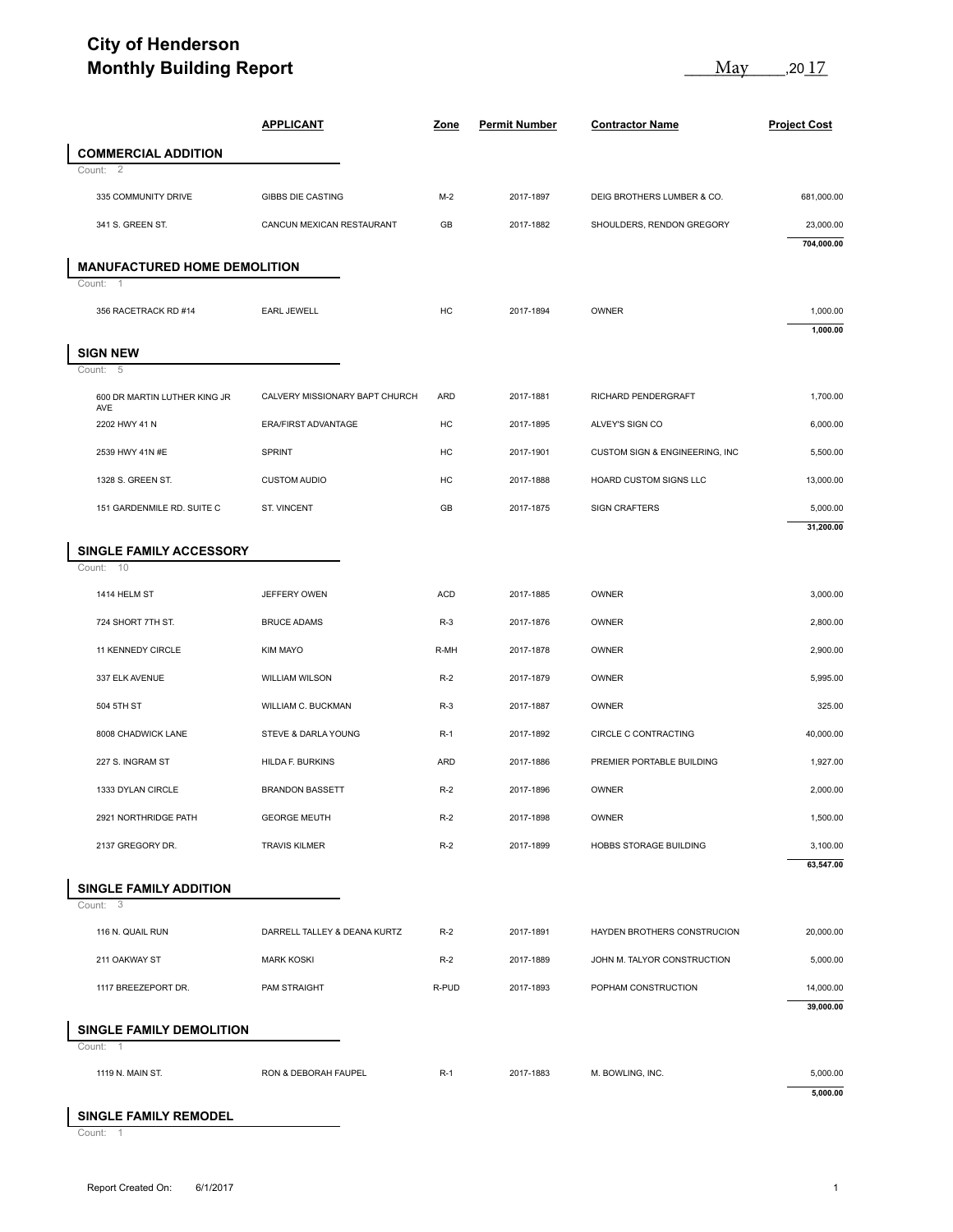# City of Henderson
# Monthly Building Report

May ,2017

| | APPLICANT | Zone | Permit Number | Contractor Name | Project Cost |
|---|---|---|---|---|---|
| **COMMERCIAL ADDITION** | | | | | |
| Count: 2 | | | | | |
| 335 COMMUNITY DRIVE | GIBBS DIE CASTING | M-2 | 2017-1897 | DEIG BROTHERS LUMBER & CO. | 681,000.00 |
| 341 S. GREEN ST. | CANCUN MEXICAN RESTAURANT | GB | 2017-1882 | SHOULDERS, RENDON GREGORY | 23,000.00 |
| | | | | | **704,000.00** |
| **MANUFACTURED HOME DEMOLITION** | | | | | |
| Count: 1 | | | | | |
| 356 RACETRACK RD #14 | EARL JEWELL | HC | 2017-1894 | OWNER | 1,000.00 |
| | | | | | **1,000.00** |
| **SIGN NEW** | | | | | |
| Count: 5 | | | | | |
| 600 DR MARTIN LUTHER KING JR AVE | CALVERY MISSIONARY BAPT CHURCH | ARD | 2017-1881 | RICHARD PENDERGRAFT | 1,700.00 |
| 2202 HWY 41 N | ERA/FIRST ADVANTAGE | HC | 2017-1895 | ALVEY'S SIGN CO | 6,000.00 |
| 2539 HWY 41N #E | SPRINT | HC | 2017-1901 | CUSTOM SIGN & ENGINEERING, INC | 5,500.00 |
| 1328 S. GREEN ST. | CUSTOM AUDIO | HC | 2017-1888 | HOARD CUSTOM SIGNS LLC | 13,000.00 |
| 151 GARDENMILE RD. SUITE C | ST. VINCENT | GB | 2017-1875 | SIGN CRAFTERS | 5,000.00 |
| | | | | | **31,200.00** |
| **SINGLE FAMILY ACCESSORY** | | | | | |
| Count: 10 | | | | | |
| 1414 HELM ST | JEFFERY OWEN | ACD | 2017-1885 | OWNER | 3,000.00 |
| 724 SHORT 7TH ST. | BRUCE ADAMS | R-3 | 2017-1876 | OWNER | 2,800.00 |
| 11 KENNEDY CIRCLE | KIM MAYO | R-MH | 2017-1878 | OWNER | 2,900.00 |
| 337 ELK AVENUE | WILLIAM WILSON | R-2 | 2017-1879 | OWNER | 5,995.00 |
| 504 5TH ST | WILLIAM C. BUCKMAN | R-3 | 2017-1887 | OWNER | 325.00 |
| 8008 CHADWICK LANE | STEVE & DARLA YOUNG | R-1 | 2017-1892 | CIRCLE C CONTRACTING | 40,000.00 |
| 227 S. INGRAM ST | HILDA F. BURKINS | ARD | 2017-1886 | PREMIER PORTABLE BUILDING | 1,927.00 |
| 1333 DYLAN CIRCLE | BRANDON BASSETT | R-2 | 2017-1896 | OWNER | 2,000.00 |
| 2921 NORTHRIDGE PATH | GEORGE MEUTH | R-2 | 2017-1898 | OWNER | 1,500.00 |
| 2137 GREGORY DR. | TRAVIS KILMER | R-2 | 2017-1899 | HOBBS STORAGE BUILDING | 3,100.00 |
| | | | | | **63,547.00** |
| **SINGLE FAMILY ADDITION** | | | | | |
| Count: 3 | | | | | |
| 116 N. QUAIL RUN | DARRELL TALLEY & DEANA KURTZ | R-2 | 2017-1891 | HAYDEN BROTHERS CONSTRUCION | 20,000.00 |
| 211 OAKWAY ST | MARK KOSKI | R-2 | 2017-1889 | JOHN M. TALYOR CONSTRUCTION | 5,000.00 |
| 1117 BREEZEPORT DR. | PAM STRAIGHT | R-PUD | 2017-1893 | POPHAM CONSTRUCTION | 14,000.00 |
| | | | | | **39,000.00** |
| **SINGLE FAMILY DEMOLITION** | | | | | |
| Count: 1 | | | | | |
| 1119 N. MAIN ST. | RON & DEBORAH FAUPEL | R-1 | 2017-1883 | M. BOWLING, INC. | 5,000.00 |
| | | | | | **5,000.00** |
| **SINGLE FAMILY REMODEL** | | | | | |
| Count: 1 | | | | | |

Report Created On: 6/1/2017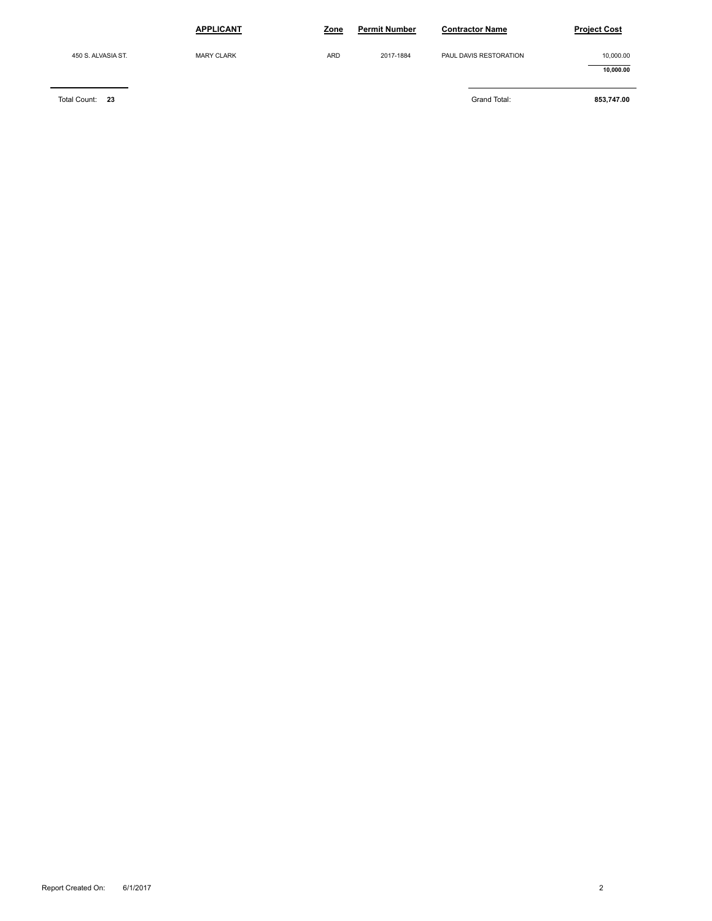| | APPLICANT | Zone | Permit Number | Contractor Name | Project Cost |
|---|---|---|---|---|---|
| 450 S. ALVASIA ST. | MARY CLARK | ARD | 2017-1884 | PAUL DAVIS RESTORATION | 10,000.00 |
| | | | | | **10,000.00** |

Total Count: **23**

Grand Total: **853,747.00**

Report Created On: 6/1/2017